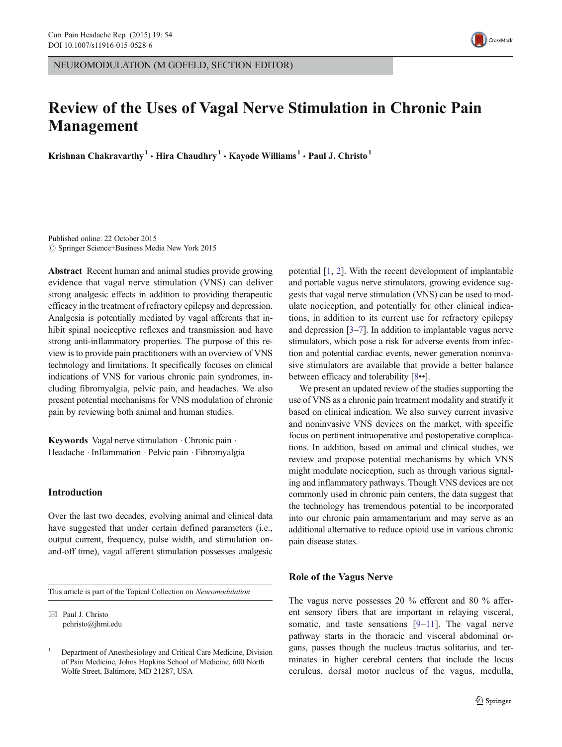NEUROMODULATION (M GOFELD, SECTION EDITOR)

# Review of the Uses of Vagal Nerve Stimulation in Chronic Pain Management

**Krishnan Chakravarthy[1] · Hira Chaudhry[1] · Kayode Williams[1] · Paul J. Christo[1]**

Published online: 22 October 2015
© Springer Science+Business Media New York 2015

**Abstract** Recent human and animal studies provide growing evidence that vagal nerve stimulation (VNS) can deliver strong analgesic effects in addition to providing therapeutic efficacy in the treatment of refractory epilepsy and depression. Analgesia is potentially mediated by vagal afferents that inhibit spinal nociceptive reflexes and transmission and have strong anti-inflammatory properties. The purpose of this review is to provide pain practitioners with an overview of VNS technology and limitations. It specifically focuses on clinical indications of VNS for various chronic pain syndromes, including fibromyalgia, pelvic pain, and headaches. We also present potential mechanisms for VNS modulation of chronic pain by reviewing both animal and human studies.

**Keywords** Vagal nerve stimulation · Chronic pain · Headache · Inflammation · Pelvic pain · Fibromyalgia

## Introduction

Over the last two decades, evolving animal and clinical data have suggested that under certain defined parameters (i.e., output current, frequency, pulse width, and stimulation on-and-off time), vagal afferent stimulation possesses analgesic potential [1, 2]. With the recent development of implantable and portable vagus nerve stimulators, growing evidence suggests that vagal nerve stimulation (VNS) can be used to modulate nociception, and potentially for other clinical indications, in addition to its current use for refractory epilepsy and depression [3–7]. In addition to implantable vagus nerve stimulators, which pose a risk for adverse events from infection and potential cardiac events, newer generation noninvasive stimulators are available that provide a better balance between efficacy and tolerability [8••].

We present an updated review of the studies supporting the use of VNS as a chronic pain treatment modality and stratify it based on clinical indication. We also survey current invasive and noninvasive VNS devices on the market, with specific focus on pertinent intraoperative and postoperative complications. In addition, based on animal and clinical studies, we review and propose potential mechanisms by which VNS might modulate nociception, such as through various signaling and inflammatory pathways. Though VNS devices are not commonly used in chronic pain centers, the data suggest that the technology has tremendous potential to be incorporated into our chronic pain armamentarium and may serve as an additional alternative to reduce opioid use in various chronic pain disease states.

## Role of the Vagus Nerve

The vagus nerve possesses 20 % efferent and 80 % afferent sensory fibers that are important in relaying visceral, somatic, and taste sensations [9–11]. The vagal nerve pathway starts in the thoracic and visceral abdominal organs, passes though the nucleus tractus solitarius, and terminates in higher cerebral centers that include the locus ceruleus, dorsal motor nucleus of the vagus, medulla,

This article is part of the Topical Collection on *Neuromodulation*

✉ Paul J. Christo
pchristo@jhmi.edu

[1] Department of Anesthesiology and Critical Care Medicine, Division of Pain Medicine, Johns Hopkins School of Medicine, 600 North Wolfe Street, Baltimore, MD 21287, USA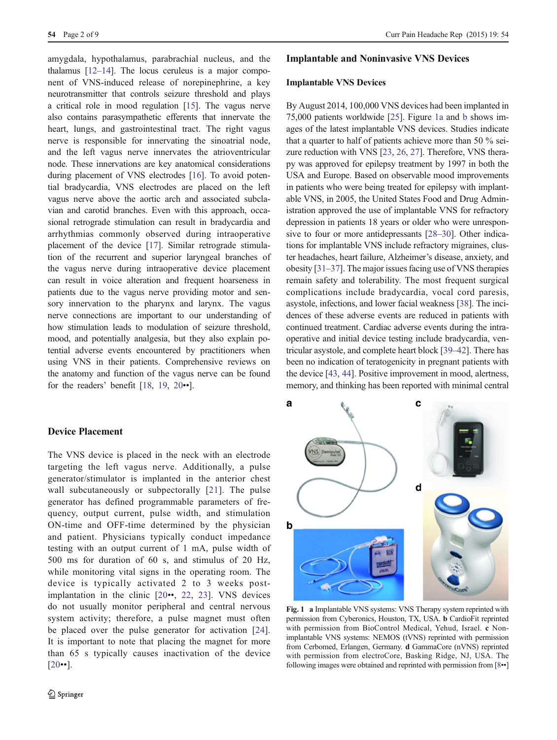amygdala, hypothalamus, parabrachial nucleus, and the thalamus [12–14]. The locus ceruleus is a major component of VNS-induced release of norepinephrine, a key neurotransmitter that controls seizure threshold and plays a critical role in mood regulation [15]. The vagus nerve also contains parasympathetic efferents that innervate the heart, lungs, and gastrointestinal tract. The right vagus nerve is responsible for innervating the sinoatrial node, and the left vagus nerve innervates the atrioventricular node. These innervations are key anatomical considerations during placement of VNS electrodes [16]. To avoid potential bradycardia, VNS electrodes are placed on the left vagus nerve above the aortic arch and associated subclavian and carotid branches. Even with this approach, occasional retrograde stimulation can result in bradycardia and arrhythmias commonly observed during intraoperative placement of the device [17]. Similar retrograde stimulation of the recurrent and superior laryngeal branches of the vagus nerve during intraoperative device placement can result in voice alteration and frequent hoarseness in patients due to the vagus nerve providing motor and sensory innervation to the pharynx and larynx. The vagus nerve connections are important to our understanding of how stimulation leads to modulation of seizure threshold, mood, and potentially analgesia, but they also explain potential adverse events encountered by practitioners when using VNS in their patients. Comprehensive reviews on the anatomy and function of the vagus nerve can be found for the readers' benefit [18, 19, 20••].

## Device Placement

The VNS device is placed in the neck with an electrode targeting the left vagus nerve. Additionally, a pulse generator/stimulator is implanted in the anterior chest wall subcutaneously or subpectorally [21]. The pulse generator has defined programmable parameters of frequency, output current, pulse width, and stimulation ON-time and OFF-time determined by the physician and patient. Physicians typically conduct impedance testing with an output current of 1 mA, pulse width of 500 ms for duration of 60 s, and stimulus of 20 Hz, while monitoring vital signs in the operating room. The device is typically activated 2 to 3 weeks post-implantation in the clinic [20••, 22, 23]. VNS devices do not usually monitor peripheral and central nervous system activity; therefore, a pulse magnet must often be placed over the pulse generator for activation [24]. It is important to note that placing the magnet for more than 65 s typically causes inactivation of the device [20••].

## Implantable and Noninvasive VNS Devices

### Implantable VNS Devices

By August 2014, 100,000 VNS devices had been implanted in 75,000 patients worldwide [25]. Figure 1a and b shows images of the latest implantable VNS devices. Studies indicate that a quarter to half of patients achieve more than 50 % seizure reduction with VNS [23, 26, 27]. Therefore, VNS therapy was approved for epilepsy treatment by 1997 in both the USA and Europe. Based on observable mood improvements in patients who were being treated for epilepsy with implantable VNS, in 2005, the United States Food and Drug Administration approved the use of implantable VNS for refractory depression in patients 18 years or older who were unresponsive to four or more antidepressants [28–30]. Other indications for implantable VNS include refractory migraines, cluster headaches, heart failure, Alzheimer's disease, anxiety, and obesity [31–37]. The major issues facing use of VNS therapies remain safety and tolerability. The most frequent surgical complications include bradycardia, vocal cord paresis, asystole, infections, and lower facial weakness [38]. The incidences of these adverse events are reduced in patients with continued treatment. Cardiac adverse events during the intraoperative and initial device testing include bradycardia, ventricular asystole, and complete heart block [39–42]. There has been no indication of teratogenicity in pregnant patients with the device [43, 44]. Positive improvement in mood, alertness, memory, and thinking has been reported with minimal central

**Fig. 1** **a** Implantable VNS systems: VNS Therapy system reprinted with permission from Cyberonics, Houston, TX, USA. **b** CardioFit reprinted with permission from BioControl Medical, Yehud, Israel. **c** Non-implantable VNS systems: NEMOS (tVNS) reprinted with permission from Cerbomed, Erlangen, Germany. **d** GammaCore (nVNS) reprinted with permission from electroCore, Basking Ridge, NJ, USA. The following images were obtained and reprinted with permission from [8••]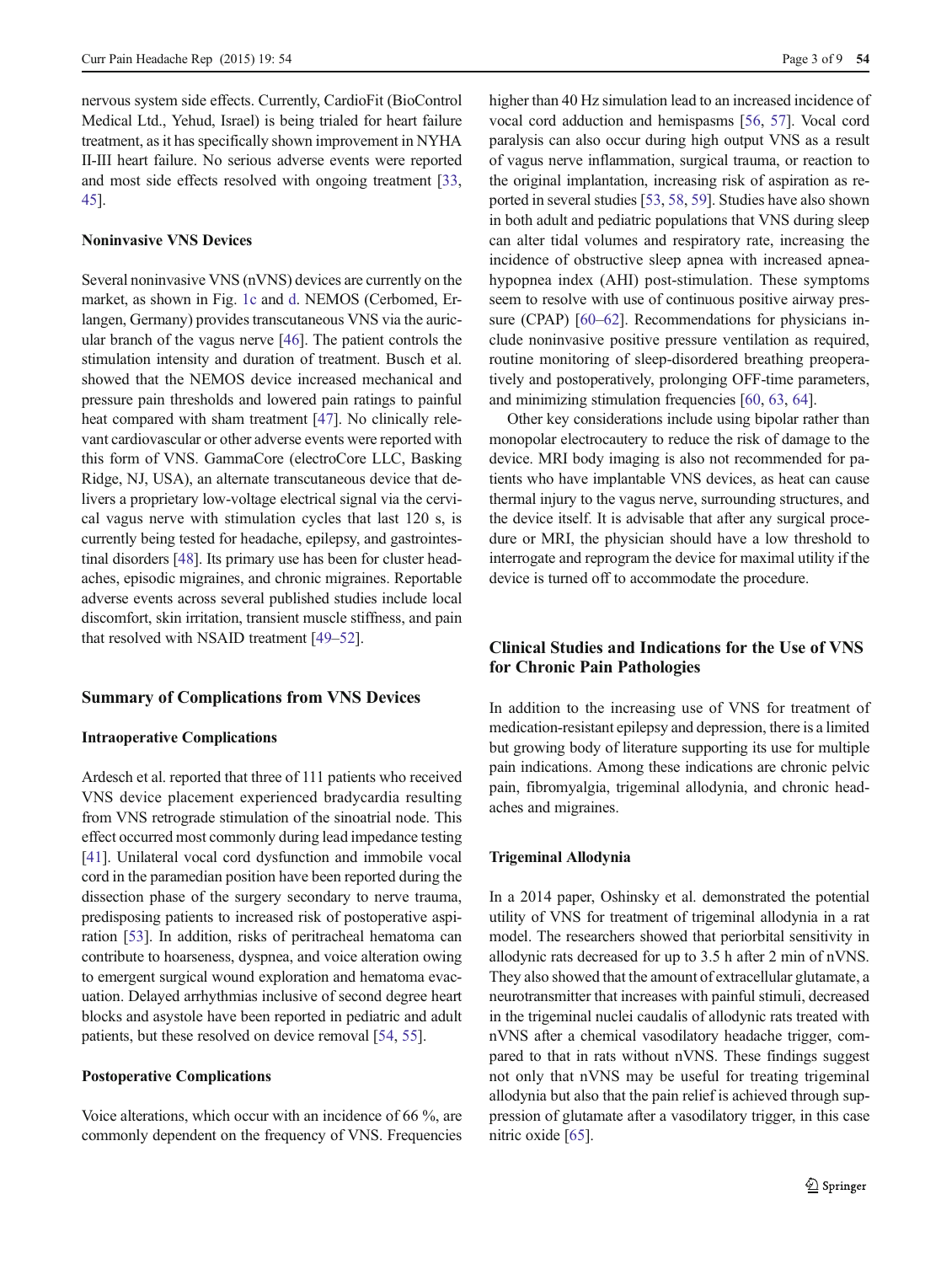nervous system side effects. Currently, CardioFit (BioControl Medical Ltd., Yehud, Israel) is being trialed for heart failure treatment, as it has specifically shown improvement in NYHA II-III heart failure. No serious adverse events were reported and most side effects resolved with ongoing treatment [33, 45].

### Noninvasive VNS Devices

Several noninvasive VNS (nVNS) devices are currently on the market, as shown in Fig. 1c and d. NEMOS (Cerbomed, Erlangen, Germany) provides transcutaneous VNS via the auricular branch of the vagus nerve [46]. The patient controls the stimulation intensity and duration of treatment. Busch et al. showed that the NEMOS device increased mechanical and pressure pain thresholds and lowered pain ratings to painful heat compared with sham treatment [47]. No clinically relevant cardiovascular or other adverse events were reported with this form of VNS. GammaCore (electroCore LLC, Basking Ridge, NJ, USA), an alternate transcutaneous device that delivers a proprietary low-voltage electrical signal via the cervical vagus nerve with stimulation cycles that last 120 s, is currently being tested for headache, epilepsy, and gastrointestinal disorders [48]. Its primary use has been for cluster headaches, episodic migraines, and chronic migraines. Reportable adverse events across several published studies include local discomfort, skin irritation, transient muscle stiffness, and pain that resolved with NSAID treatment [49–52].

## Summary of Complications from VNS Devices

### Intraoperative Complications

Ardesch et al. reported that three of 111 patients who received VNS device placement experienced bradycardia resulting from VNS retrograde stimulation of the sinoatrial node. This effect occurred most commonly during lead impedance testing [41]. Unilateral vocal cord dysfunction and immobile vocal cord in the paramedian position have been reported during the dissection phase of the surgery secondary to nerve trauma, predisposing patients to increased risk of postoperative aspiration [53]. In addition, risks of peritracheal hematoma can contribute to hoarseness, dyspnea, and voice alteration owing to emergent surgical wound exploration and hematoma evacuation. Delayed arrhythmias inclusive of second degree heart blocks and asystole have been reported in pediatric and adult patients, but these resolved on device removal [54, 55].

### Postoperative Complications

Voice alterations, which occur with an incidence of 66 %, are commonly dependent on the frequency of VNS. Frequencies higher than 40 Hz simulation lead to an increased incidence of vocal cord adduction and hemispasms [56, 57]. Vocal cord paralysis can also occur during high output VNS as a result of vagus nerve inflammation, surgical trauma, or reaction to the original implantation, increasing risk of aspiration as reported in several studies [53, 58, 59]. Studies have also shown in both adult and pediatric populations that VNS during sleep can alter tidal volumes and respiratory rate, increasing the incidence of obstructive sleep apnea with increased apnea-hypopnea index (AHI) post-stimulation. These symptoms seem to resolve with use of continuous positive airway pressure (CPAP) [60–62]. Recommendations for physicians include noninvasive positive pressure ventilation as required, routine monitoring of sleep-disordered breathing preoperatively and postoperatively, prolonging OFF-time parameters, and minimizing stimulation frequencies [60, 63, 64].

Other key considerations include using bipolar rather than monopolar electrocautery to reduce the risk of damage to the device. MRI body imaging is also not recommended for patients who have implantable VNS devices, as heat can cause thermal injury to the vagus nerve, surrounding structures, and the device itself. It is advisable that after any surgical procedure or MRI, the physician should have a low threshold to interrogate and reprogram the device for maximal utility if the device is turned off to accommodate the procedure.

## Clinical Studies and Indications for the Use of VNS for Chronic Pain Pathologies

In addition to the increasing use of VNS for treatment of medication-resistant epilepsy and depression, there is a limited but growing body of literature supporting its use for multiple pain indications. Among these indications are chronic pelvic pain, fibromyalgia, trigeminal allodynia, and chronic headaches and migraines.

### Trigeminal Allodynia

In a 2014 paper, Oshinsky et al. demonstrated the potential utility of VNS for treatment of trigeminal allodynia in a rat model. The researchers showed that periorbital sensitivity in allodynic rats decreased for up to 3.5 h after 2 min of nVNS. They also showed that the amount of extracellular glutamate, a neurotransmitter that increases with painful stimuli, decreased in the trigeminal nuclei caudalis of allodynic rats treated with nVNS after a chemical vasodilatory headache trigger, compared to that in rats without nVNS. These findings suggest not only that nVNS may be useful for treating trigeminal allodynia but also that the pain relief is achieved through suppression of glutamate after a vasodilatory trigger, in this case nitric oxide [65].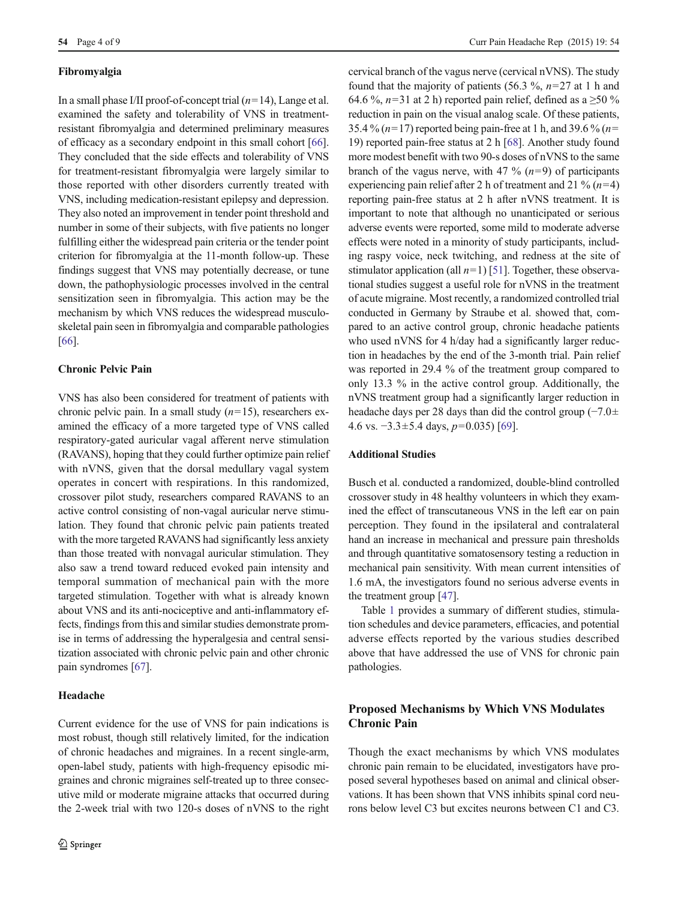### Fibromyalgia

In a small phase I/II proof-of-concept trial ($n$=14), Lange et al. examined the safety and tolerability of VNS in treatment-resistant fibromyalgia and determined preliminary measures of efficacy as a secondary endpoint in this small cohort [66]. They concluded that the side effects and tolerability of VNS for treatment-resistant fibromyalgia were largely similar to those reported with other disorders currently treated with VNS, including medication-resistant epilepsy and depression. They also noted an improvement in tender point threshold and number in some of their subjects, with five patients no longer fulfilling either the widespread pain criteria or the tender point criterion for fibromyalgia at the 11-month follow-up. These findings suggest that VNS may potentially decrease, or tune down, the pathophysiologic processes involved in the central sensitization seen in fibromyalgia. This action may be the mechanism by which VNS reduces the widespread musculoskeletal pain seen in fibromyalgia and comparable pathologies [66].

### Chronic Pelvic Pain

VNS has also been considered for treatment of patients with chronic pelvic pain. In a small study ($n$=15), researchers examined the efficacy of a more targeted type of VNS called respiratory-gated auricular vagal afferent nerve stimulation (RAVANS), hoping that they could further optimize pain relief with nVNS, given that the dorsal medullary vagal system operates in concert with respirations. In this randomized, crossover pilot study, researchers compared RAVANS to an active control consisting of non-vagal auricular nerve stimulation. They found that chronic pelvic pain patients treated with the more targeted RAVANS had significantly less anxiety than those treated with nonvagal auricular stimulation. They also saw a trend toward reduced evoked pain intensity and temporal summation of mechanical pain with the more targeted stimulation. Together with what is already known about VNS and its anti-nociceptive and anti-inflammatory effects, findings from this and similar studies demonstrate promise in terms of addressing the hyperalgesia and central sensitization associated with chronic pelvic pain and other chronic pain syndromes [67].

### Headache

Current evidence for the use of VNS for pain indications is most robust, though still relatively limited, for the indication of chronic headaches and migraines. In a recent single-arm, open-label study, patients with high-frequency episodic migraines and chronic migraines self-treated up to three consecutive mild or moderate migraine attacks that occurred during the 2-week trial with two 120-s doses of nVNS to the right cervical branch of the vagus nerve (cervical nVNS). The study found that the majority of patients (56.3 %, $n$=27 at 1 h and 64.6 %, $n$=31 at 2 h) reported pain relief, defined as a ≥50 % reduction in pain on the visual analog scale. Of these patients, 35.4 % ($n$=17) reported being pain-free at 1 h, and 39.6 % ($n$=19) reported pain-free status at 2 h [68]. Another study found more modest benefit with two 90-s doses of nVNS to the same branch of the vagus nerve, with 47 % ($n$=9) of participants experiencing pain relief after 2 h of treatment and 21 % ($n$=4) reporting pain-free status at 2 h after nVNS treatment. It is important to note that although no unanticipated or serious adverse events were reported, some mild to moderate adverse effects were noted in a minority of study participants, including raspy voice, neck twitching, and redness at the site of stimulator application (all $n$=1) [51]. Together, these observational studies suggest a useful role for nVNS in the treatment of acute migraine. Most recently, a randomized controlled trial conducted in Germany by Straube et al. showed that, compared to an active control group, chronic headache patients who used nVNS for 4 h/day had a significantly larger reduction in headaches by the end of the 3-month trial. Pain relief was reported in 29.4 % of the treatment group compared to only 13.3 % in the active control group. Additionally, the nVNS treatment group had a significantly larger reduction in headache days per 28 days than did the control group (−7.0± 4.6 vs. −3.3±5.4 days, $p$=0.035) [69].

### Additional Studies

Busch et al. conducted a randomized, double-blind controlled crossover study in 48 healthy volunteers in which they examined the effect of transcutaneous VNS in the left ear on pain perception. They found in the ipsilateral and contralateral hand an increase in mechanical and pressure pain thresholds and through quantitative somatosensory testing a reduction in mechanical pain sensitivity. With mean current intensities of 1.6 mA, the investigators found no serious adverse events in the treatment group [47].

Table 1 provides a summary of different studies, stimulation schedules and device parameters, efficacies, and potential adverse effects reported by the various studies described above that have addressed the use of VNS for chronic pain pathologies.

## Proposed Mechanisms by Which VNS Modulates Chronic Pain

Though the exact mechanisms by which VNS modulates chronic pain remain to be elucidated, investigators have proposed several hypotheses based on animal and clinical observations. It has been shown that VNS inhibits spinal cord neurons below level C3 but excites neurons between C1 and C3.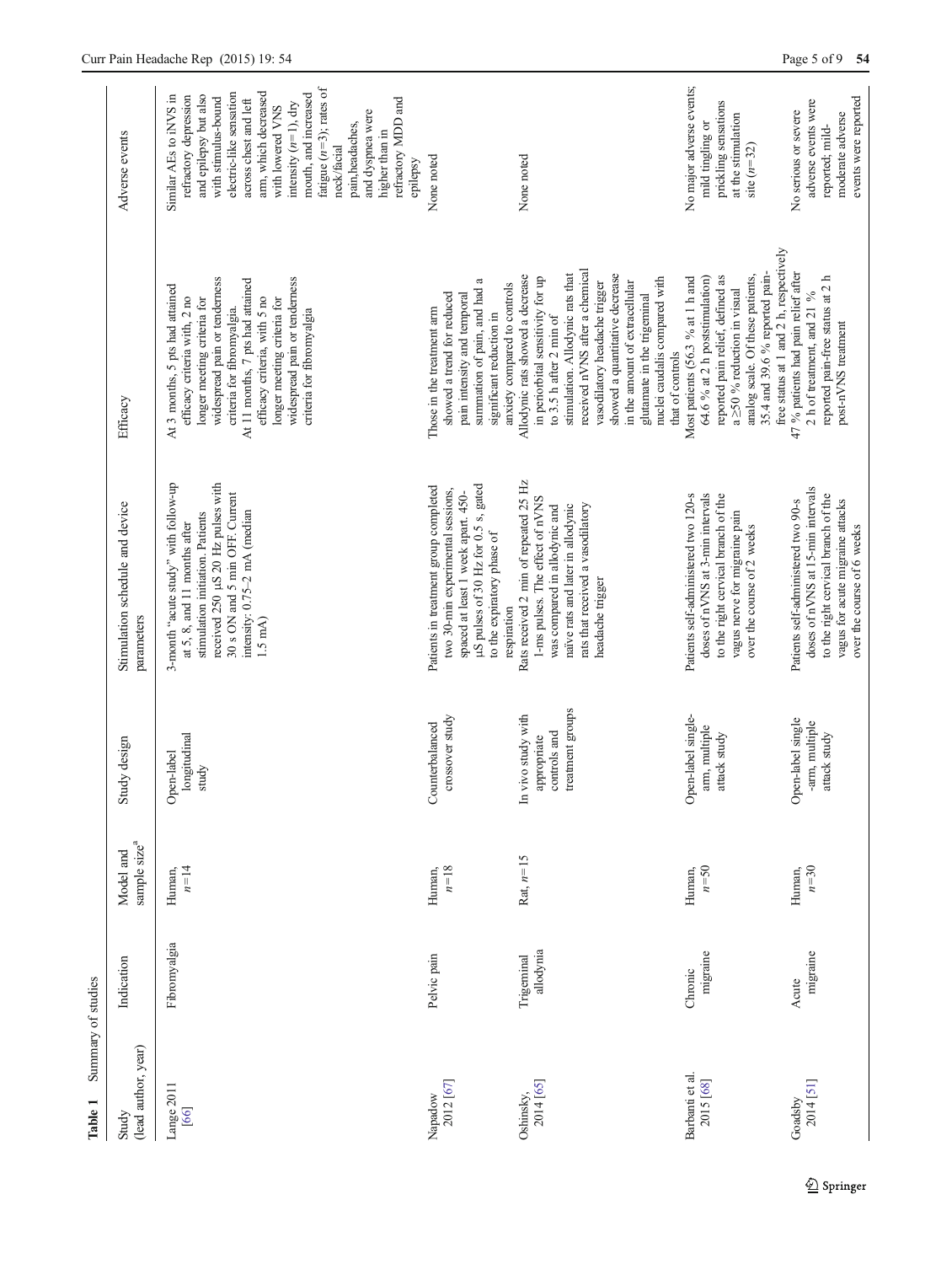**Table 1** Summary of studies

| Study (lead author, year) | Indication | Model and sample size[a] | Study design | Stimulation schedule and device parameters | Efficacy | Adverse events |
|---|---|---|---|---|---|---|
| Lange 2011 [66] | Fibromyalgia | Human, $n=14$ | Open-label longitudinal study | 3-month "acute study" with follow-up at 5, 8, and 11 months after stimulation initiation. Patients received 250 μS 20 Hz pulses with 30 s ON and 5 min OFF. Current intensity: 0.75–2 mA (median 1.5 mA) | At 3 months, 5 pts had attained efficacy criteria with, 2 no longer meeting criteria for widespread pain or tenderness criteria for fibromyalgia. At 11 months, 7 pts had attained efficacy criteria, with 5 no longer meeting criteria for widespread pain or tenderness criteria for fibromyalgia | Similar AEs to iNVS in refractory depression and epilepsy but also with stimulus-bound electric-like sensation across chest and left arm, which decreased with lowered VNS intensity ($n=1$), dry mouth, and increased fatigue ($n=3$); rates of neck/facial pain, headaches, and dyspnea were higher than in refractory MDD and epilepsy |
| Napadow 2012 [67] | Pelvic pain | Human, $n=18$ | Counterbalanced crossover study | Patients in treatment group completed two 30-min experimental sessions, spaced at least 1 week apart. 450-μS pulses of 30 Hz for 0.5 s, gated to the expiratory phase of respiration | Those in the treatment arm showed a trend for reduced pain intensity and temporal summation of pain, and had a significant reduction in anxiety compared to controls | None noted |
| Oshinsky, 2014 [65] | Trigeminal allodynia | Rat, $n=15$ | In vivo study with appropriate controls and treatment groups | Rats received 2 min of repeated 25 Hz 1-ms pulses. The effect of nVNS was compared in allodynic and naïve rats and later in allodynic rats that received a vasodilatory headache trigger | Allodynic rats showed a decrease in periorbital sensitivity for up to 3.5 h after 2 min of stimulation. Allodynic rats that received nVNS after a chemical vasodilatory headache trigger showed a quantitative decrease in the amount of extracellular glutamate in the trigeminal nuclei caudalis compared with that of controls | None noted |
| Barbanti et al. 2015 [68] | Chronic migraine | Human, $n=50$ | Open-label single-arm, multiple attack study | Patients self-administered two 120-s doses of nVNS at 3-min intervals to the right cervical branch of the vagus nerve for migraine pain over the course of 2 weeks | Most patients (56.3 % at 1 h and 64.6 % at 2 h poststimulation) reported pain relief, defined as a ≥50 % reduction in visual analog scale. Of these patients, 35.4 and 39.6 % reported pain-free status at 1 and 2 h, respectively | No major adverse events; mild tingling or prickling sensations at the stimulation site ($n=32$) |
| Goadsby 2014 [51] | Acute migraine | Human, $n=30$ | Open-label single-arm, multiple attack study | Patients self-administered two 90-s doses of nVNS at 15-min intervals to the right cervical branch of the vagus for acute migraine attacks over the course of 6 weeks | 47 % patients had pain relief after 2 h of treatment, and 21 % reported pain-free status at 2 h post-nVNS treatment | No serious or severe adverse events were reported; mild-moderate adverse events were reported |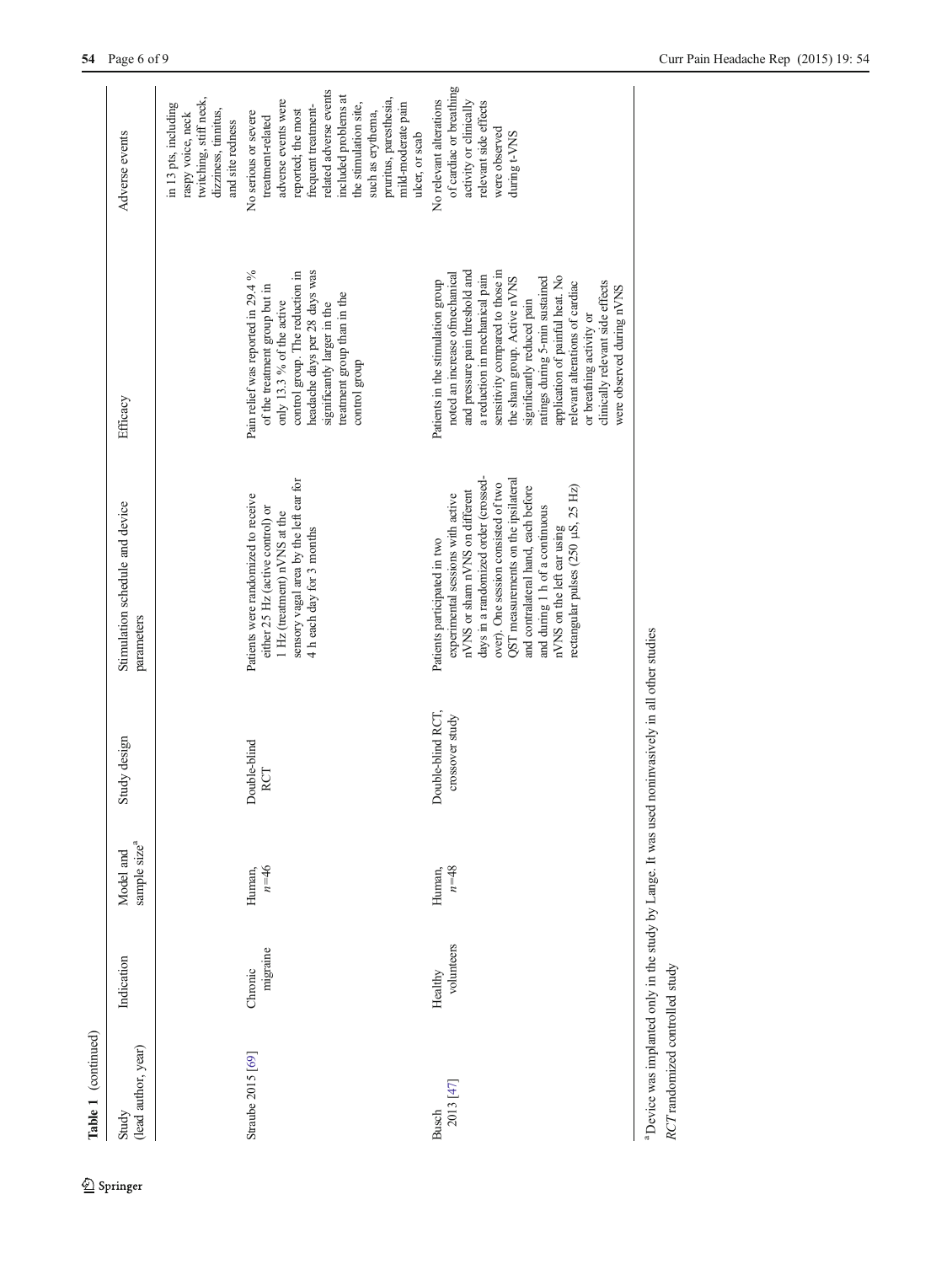**Table 1** (continued)

| Study (lead author, year) | Indication | Model and sample size[a] | Study design | Stimulation schedule and device parameters | Efficacy | Adverse events |
|---|---|---|---|---|---|---|
| | | | | | | in 13 pts, including raspy voice, neck twitching, stiff neck, dizziness, tinnitus, and site redness |
| Straube 2015 [69] | Chronic migraine | Human, $n=46$ | Double-blind RCT | Patients were randomized to receive either 25 Hz (active control) or 1 Hz (treatment) nVNS at the sensory vagal area by the left ear for 4 h each day for 3 months | Pain relief was reported in 29.4 % of the treatment group but in only 13.3 % of the active control group. The reduction in headache days per 28 days was significantly larger in the treatment group than in the control group | No serious or severe treatment-related adverse events were reported; the most frequent treatment-related adverse events included problems at the stimulation site, such as erythema, pruritus, paresthesia, mild-moderate pain ulcer, or scab |
| Busch 2013 [47] | Healthy volunteers | Human, $n=48$ | Double-blind RCT, crossover study | Patients participated in two experimental sessions with active nVNS or sham nVNS on different days in a randomized order (crossed-over). One session consisted of two QST measurements on the ipsilateral and contralateral hand, each before and during 1 h of a continuous nVNS on the left ear using rectangular pulses (250 μS, 25 Hz) | Patients in the stimulation group noted an increase ofmechanical and pressure pain threshold and a reduction in mechanical pain sensitivity compared to those in the sham group. Active nVNS significantly reduced pain ratings during 5-min sustained application of painful heat. No relevant alterations of cardiac or breathing activity or clinically relevant side effects were observed during nVNS | No relevant alterations of cardiac or breathing activity or clinically relevant side effects were observed during t-VNS |

[a] Device was implanted only in the study by Lange. It was used noninvasively in all other studies

*RCT* randomized controlled study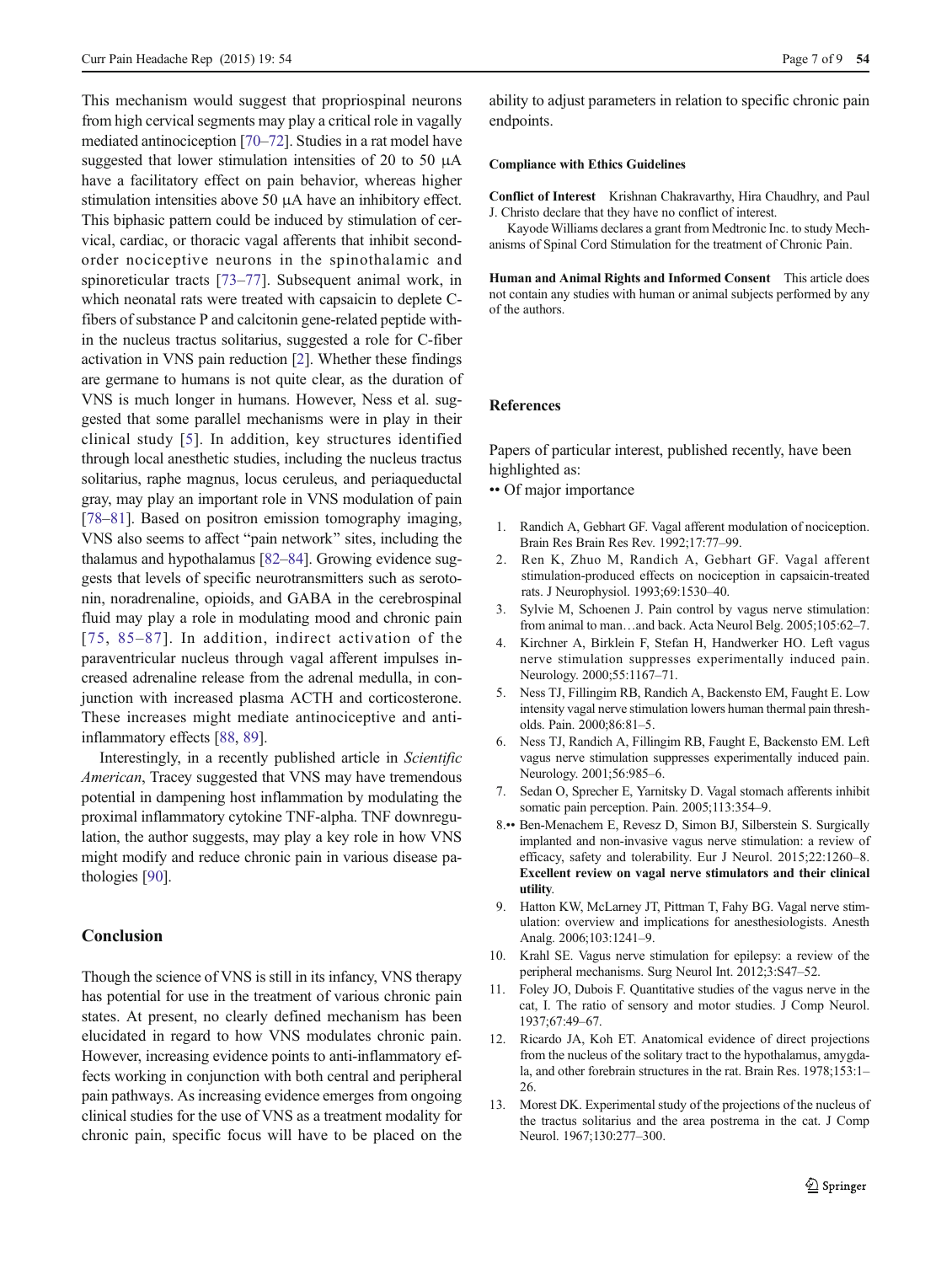This mechanism would suggest that propriospinal neurons from high cervical segments may play a critical role in vagally mediated antinociception [70–72]. Studies in a rat model have suggested that lower stimulation intensities of 20 to 50 μA have a facilitatory effect on pain behavior, whereas higher stimulation intensities above 50 μA have an inhibitory effect. This biphasic pattern could be induced by stimulation of cervical, cardiac, or thoracic vagal afferents that inhibit second-order nociceptive neurons in the spinothalamic and spinoreticular tracts [73–77]. Subsequent animal work, in which neonatal rats were treated with capsaicin to deplete C-fibers of substance P and calcitonin gene-related peptide within the nucleus tractus solitarius, suggested a role for C-fiber activation in VNS pain reduction [2]. Whether these findings are germane to humans is not quite clear, as the duration of VNS is much longer in humans. However, Ness et al. suggested that some parallel mechanisms were in play in their clinical study [5]. In addition, key structures identified through local anesthetic studies, including the nucleus tractus solitarius, raphe magnus, locus ceruleus, and periaqueductal gray, may play an important role in VNS modulation of pain [78–81]. Based on positron emission tomography imaging, VNS also seems to affect "pain network" sites, including the thalamus and hypothalamus [82–84]. Growing evidence suggests that levels of specific neurotransmitters such as serotonin, noradrenaline, opioids, and GABA in the cerebrospinal fluid may play a role in modulating mood and chronic pain [75, 85–87]. In addition, indirect activation of the paraventricular nucleus through vagal afferent impulses increased adrenaline release from the adrenal medulla, in conjunction with increased plasma ACTH and corticosterone. These increases might mediate antinociceptive and anti-inflammatory effects [88, 89].

Interestingly, in a recently published article in *Scientific American*, Tracey suggested that VNS may have tremendous potential in dampening host inflammation by modulating the proximal inflammatory cytokine TNF-alpha. TNF downregulation, the author suggests, may play a key role in how VNS might modify and reduce chronic pain in various disease pathologies [90].

## Conclusion

Though the science of VNS is still in its infancy, VNS therapy has potential for use in the treatment of various chronic pain states. At present, no clearly defined mechanism has been elucidated in regard to how VNS modulates chronic pain. However, increasing evidence points to anti-inflammatory effects working in conjunction with both central and peripheral pain pathways. As increasing evidence emerges from ongoing clinical studies for the use of VNS as a treatment modality for chronic pain, specific focus will have to be placed on the ability to adjust parameters in relation to specific chronic pain endpoints.

**Compliance with Ethics Guidelines**

**Conflict of Interest** Krishnan Chakravarthy, Hira Chaudhry, and Paul J. Christo declare that they have no conflict of interest.

Kayode Williams declares a grant from Medtronic Inc. to study Mechanisms of Spinal Cord Stimulation for the treatment of Chronic Pain.

**Human and Animal Rights and Informed Consent** This article does not contain any studies with human or animal subjects performed by any of the authors.

## References

Papers of particular interest, published recently, have been highlighted as:
•• Of major importance

1. Randich A, Gebhart GF. Vagal afferent modulation of nociception. Brain Res Brain Res Rev. 1992;17:77–99.
2. Ren K, Zhuo M, Randich A, Gebhart GF. Vagal afferent stimulation-produced effects on nociception in capsaicin-treated rats. J Neurophysiol. 1993;69:1530–40.
3. Sylvie M, Schoenen J. Pain control by vagus nerve stimulation: from animal to man…and back. Acta Neurol Belg. 2005;105:62–7.
4. Kirchner A, Birklein F, Stefan H, Handwerker HO. Left vagus nerve stimulation suppresses experimentally induced pain. Neurology. 2000;55:1167–71.
5. Ness TJ, Fillingim RB, Randich A, Backensto EM, Faught E. Low intensity vagal nerve stimulation lowers human thermal pain thresholds. Pain. 2000;86:81–5.
6. Ness TJ, Randich A, Fillingim RB, Faught E, Backensto EM. Left vagus nerve stimulation suppresses experimentally induced pain. Neurology. 2001;56:985–6.
7. Sedan O, Sprecher E, Yarnitsky D. Vagal stomach afferents inhibit somatic pain perception. Pain. 2005;113:354–9.
8. •• Ben-Menachem E, Revesz D, Simon BJ, Silberstein S. Surgically implanted and non-invasive vagus nerve stimulation: a review of efficacy, safety and tolerability. Eur J Neurol. 2015;22:1260–8. **Excellent review on vagal nerve stimulators and their clinical utility.**
9. Hatton KW, McLarney JT, Pittman T, Fahy BG. Vagal nerve stimulation: overview and implications for anesthesiologists. Anesth Analg. 2006;103:1241–9.
10. Krahl SE. Vagus nerve stimulation for epilepsy: a review of the peripheral mechanisms. Surg Neurol Int. 2012;3:S47–52.
11. Foley JO, Dubois F. Quantitative studies of the vagus nerve in the cat, I. The ratio of sensory and motor studies. J Comp Neurol. 1937;67:49–67.
12. Ricardo JA, Koh ET. Anatomical evidence of direct projections from the nucleus of the solitary tract to the hypothalamus, amygdala, and other forebrain structures in the rat. Brain Res. 1978;153:1–26.
13. Morest DK. Experimental study of the projections of the nucleus of the tractus solitarius and the area postrema in the cat. J Comp Neurol. 1967;130:277–300.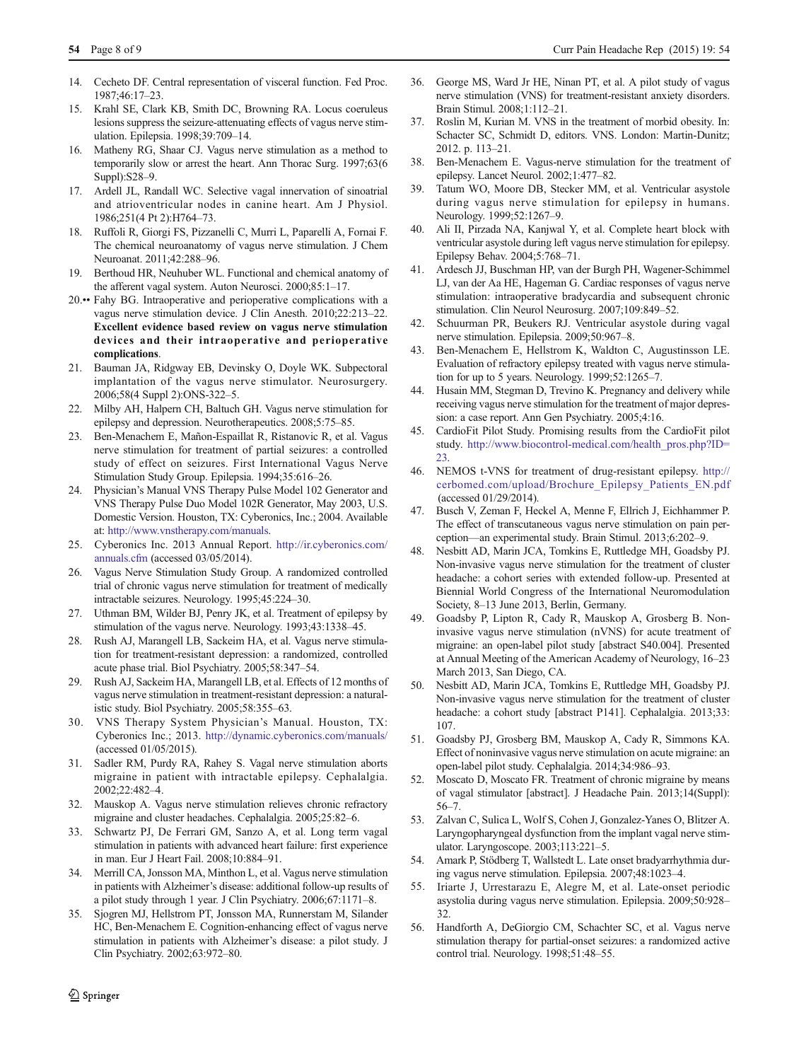14. Cecheto DF. Central representation of visceral function. Fed Proc. 1987;46:17–23.
15. Krahl SE, Clark KB, Smith DC, Browning RA. Locus coeruleus lesions suppress the seizure-attenuating effects of vagus nerve stimulation. Epilepsia. 1998;39:709–14.
16. Matheny RG, Shaar CJ. Vagus nerve stimulation as a method to temporarily slow or arrest the heart. Ann Thorac Surg. 1997;63(6 Suppl):S28–9.
17. Ardell JL, Randall WC. Selective vagal innervation of sinoatrial and atrioventricular nodes in canine heart. Am J Physiol. 1986;251(4 Pt 2):H764–73.
18. Ruffoli R, Giorgi FS, Pizzanelli C, Murri L, Paparelli A, Fornai F. The chemical neuroanatomy of vagus nerve stimulation. J Chem Neuroanat. 2011;42:288–96.
19. Berthoud HR, Neuhuber WL. Functional and chemical anatomy of the afferent vagal system. Auton Neurosci. 2000;85:1–17.
20.•• Fahy BG. Intraoperative and perioperative complications with a vagus nerve stimulation device. J Clin Anesth. 2010;22:213–22. **Excellent evidence based review on vagus nerve stimulation devices and their intraoperative and perioperative complications**.
21. Bauman JA, Ridgway EB, Devinsky O, Doyle WK. Subpectoral implantation of the vagus nerve stimulator. Neurosurgery. 2006;58(4 Suppl 2):ONS-322–5.
22. Milby AH, Halpern CH, Baltuch GH. Vagus nerve stimulation for epilepsy and depression. Neurotherapeutics. 2008;5:75–85.
23. Ben-Menachem E, Mañon-Espaillat R, Ristanovic R, et al. Vagus nerve stimulation for treatment of partial seizures: a controlled study of effect on seizures. First International Vagus Nerve Stimulation Study Group. Epilepsia. 1994;35:616–26.
24. Physician's Manual VNS Therapy Pulse Model 102 Generator and VNS Therapy Pulse Duo Model 102R Generator, May 2003, U.S. Domestic Version. Houston, TX: Cyberonics, Inc.; 2004. Available at: http://www.vnstherapy.com/manuals.
25. Cyberonics Inc. 2013 Annual Report. http://ir.cyberonics.com/annuals.cfm (accessed 03/05/2014).
26. Vagus Nerve Stimulation Study Group. A randomized controlled trial of chronic vagus nerve stimulation for treatment of medically intractable seizures. Neurology. 1995;45:224–30.
27. Uthman BM, Wilder BJ, Penry JK, et al. Treatment of epilepsy by stimulation of the vagus nerve. Neurology. 1993;43:1338–45.
28. Rush AJ, Marangell LB, Sackeim HA, et al. Vagus nerve stimulation for treatment-resistant depression: a randomized, controlled acute phase trial. Biol Psychiatry. 2005;58:347–54.
29. Rush AJ, Sackeim HA, Marangell LB, et al. Effects of 12 months of vagus nerve stimulation in treatment-resistant depression: a naturalistic study. Biol Psychiatry. 2005;58:355–63.
30. VNS Therapy System Physician's Manual. Houston, TX: Cyberonics Inc.; 2013. http://dynamic.cyberonics.com/manuals/ (accessed 01/05/2015).
31. Sadler RM, Purdy RA, Rahey S. Vagal nerve stimulation aborts migraine in patient with intractable epilepsy. Cephalalgia. 2002;22:482–4.
32. Mauskop A. Vagus nerve stimulation relieves chronic refractory migraine and cluster headaches. Cephalalgia. 2005;25:82–6.
33. Schwartz PJ, De Ferrari GM, Sanzo A, et al. Long term vagal stimulation in patients with advanced heart failure: first experience in man. Eur J Heart Fail. 2008;10:884–91.
34. Merrill CA, Jonsson MA, Minthon L, et al. Vagus nerve stimulation in patients with Alzheimer's disease: additional follow-up results of a pilot study through 1 year. J Clin Psychiatry. 2006;67:1171–8.
35. Sjogren MJ, Hellstrom PT, Jonsson MA, Runnerstam M, Silander HC, Ben-Menachem E. Cognition-enhancing effect of vagus nerve stimulation in patients with Alzheimer's disease: a pilot study. J Clin Psychiatry. 2002;63:972–80.
36. George MS, Ward Jr HE, Ninan PT, et al. A pilot study of vagus nerve stimulation (VNS) for treatment-resistant anxiety disorders. Brain Stimul. 2008;1:112–21.
37. Roslin M, Kurian M. VNS in the treatment of morbid obesity. In: Schacter SC, Schmidt D, editors. VNS. London: Martin-Dunitz; 2012. p. 113–21.
38. Ben-Menachem E. Vagus-nerve stimulation for the treatment of epilepsy. Lancet Neurol. 2002;1:477–82.
39. Tatum WO, Moore DB, Stecker MM, et al. Ventricular asystole during vagus nerve stimulation for epilepsy in humans. Neurology. 1999;52:1267–9.
40. Ali II, Pirzada NA, Kanjwal Y, et al. Complete heart block with ventricular asystole during left vagus nerve stimulation for epilepsy. Epilepsy Behav. 2004;5:768–71.
41. Ardesch JJ, Buschman HP, van der Burgh PH, Wagener-Schimmel LJ, van der Aa HE, Hageman G. Cardiac responses of vagus nerve stimulation: intraoperative bradycardia and subsequent chronic stimulation. Clin Neurol Neurosurg. 2007;109:849–52.
42. Schuurman PR, Beukers RJ. Ventricular asystole during vagal nerve stimulation. Epilepsia. 2009;50:967–8.
43. Ben-Menachem E, Hellstrom K, Waldton C, Augustinsson LE. Evaluation of refractory epilepsy treated with vagus nerve stimulation for up to 5 years. Neurology. 1999;52:1265–7.
44. Husain MM, Stegman D, Trevino K. Pregnancy and delivery while receiving vagus nerve stimulation for the treatment of major depression: a case report. Ann Gen Psychiatry. 2005;4:16.
45. CardioFit Pilot Study. Promising results from the CardioFit pilot study. http://www.biocontrol-medical.com/health_pros.php?ID=23.
46. NEMOS t-VNS for treatment of drug-resistant epilepsy. http://cerbomed.com/upload/Brochure_Epilepsy_Patients_EN.pdf (accessed 01/29/2014).
47. Busch V, Zeman F, Heckel A, Menne F, Ellrich J, Eichhammer P. The effect of transcutaneous vagus nerve stimulation on pain perception—an experimental study. Brain Stimul. 2013;6:202–9.
48. Nesbitt AD, Marin JCA, Tomkins E, Ruttledge MH, Goadsby PJ. Non-invasive vagus nerve stimulation for the treatment of cluster headache: a cohort series with extended follow-up. Presented at Biennial World Congress of the International Neuromodulation Society, 8–13 June 2013, Berlin, Germany.
49. Goadsby PJ, Lipton R, Cady R, Mauskop A, Grosberg B. Non-invasive vagus nerve stimulation (nVNS) for acute treatment of migraine: an open-label pilot study [abstract S40.004]. Presented at Annual Meeting of the American Academy of Neurology, 16–23 March 2013, San Diego, CA.
50. Nesbitt AD, Marin JCA, Tomkins E, Ruttledge MH, Goadsby PJ. Non-invasive vagus nerve stimulation for the treatment of cluster headache: a cohort study [abstract P141]. Cephalalgia. 2013;33:107.
51. Goadsby PJ, Grosberg BM, Mauskop A, Cady R, Simmons KA. Effect of noninvasive vagus nerve stimulation on acute migraine: an open-label pilot study. Cephalalgia. 2014;34:986–93.
52. Moscato D, Moscato FR. Treatment of chronic migraine by means of vagal stimulator [abstract]. J Headache Pain. 2013;14(Suppl):56–7.
53. Zalvan C, Sulica L, Wolf S, Cohen J, Gonzalez-Yanes O, Blitzer A. Laryngopharyngeal dysfunction from the implant vagal nerve stimulator. Laryngoscope. 2003;113:221–5.
54. Amark P, Stödberg T, Wallstedt L. Late onset bradyarrhythmia during vagus nerve stimulation. Epilepsia. 2007;48:1023–4.
55. Iriarte J, Urrestarazu E, Alegre M, et al. Late-onset periodic asystolia during vagus nerve stimulation. Epilepsia. 2009;50:928–32.
56. Handforth A, DeGiorgio CM, Schachter SC, et al. Vagus nerve stimulation therapy for partial-onset seizures: a randomized active control trial. Neurology. 1998;51:48–55.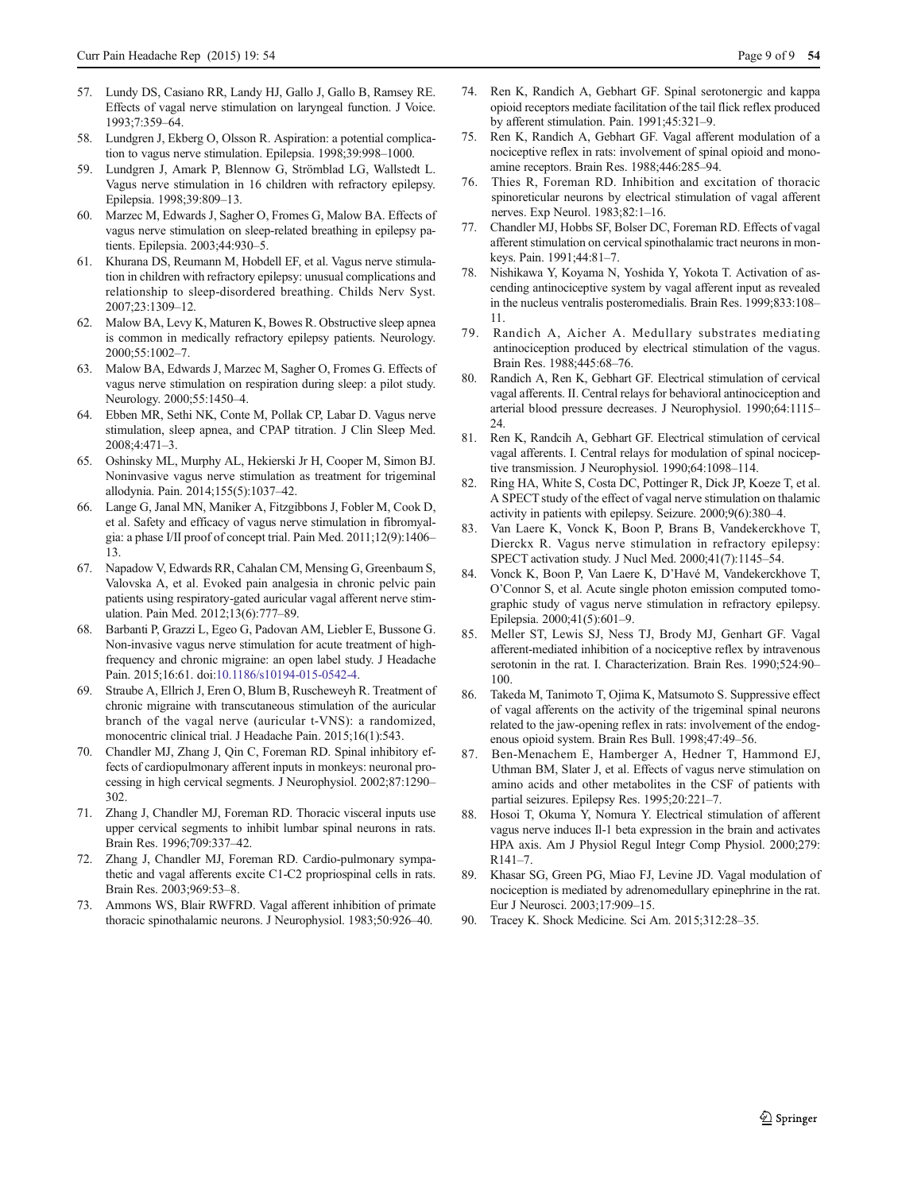57. Lundy DS, Casiano RR, Landy HJ, Gallo J, Gallo B, Ramsey RE. Effects of vagal nerve stimulation on laryngeal function. J Voice. 1993;7:359–64.
58. Lundgren J, Ekberg O, Olsson R. Aspiration: a potential complication to vagus nerve stimulation. Epilepsia. 1998;39:998–1000.
59. Lundgren J, Amark P, Blennow G, Strömblad LG, Wallstedt L. Vagus nerve stimulation in 16 children with refractory epilepsy. Epilepsia. 1998;39:809–13.
60. Marzec M, Edwards J, Sagher O, Fromes G, Malow BA. Effects of vagus nerve stimulation on sleep-related breathing in epilepsy patients. Epilepsia. 2003;44:930–5.
61. Khurana DS, Reumann M, Hobdell EF, et al. Vagus nerve stimulation in children with refractory epilepsy: unusual complications and relationship to sleep-disordered breathing. Childs Nerv Syst. 2007;23:1309–12.
62. Malow BA, Levy K, Maturen K, Bowes R. Obstructive sleep apnea is common in medically refractory epilepsy patients. Neurology. 2000;55:1002–7.
63. Malow BA, Edwards J, Marzec M, Sagher O, Fromes G. Effects of vagus nerve stimulation on respiration during sleep: a pilot study. Neurology. 2000;55:1450–4.
64. Ebben MR, Sethi NK, Conte M, Pollak CP, Labar D. Vagus nerve stimulation, sleep apnea, and CPAP titration. J Clin Sleep Med. 2008;4:471–3.
65. Oshinsky ML, Murphy AL, Hekierski Jr H, Cooper M, Simon BJ. Noninvasive vagus nerve stimulation as treatment for trigeminal allodynia. Pain. 2014;155(5):1037–42.
66. Lange G, Janal MN, Maniker A, Fitzgibbons J, Fobler M, Cook D, et al. Safety and efficacy of vagus nerve stimulation in fibromyalgia: a phase I/II proof of concept trial. Pain Med. 2011;12(9):1406–13.
67. Napadow V, Edwards RR, Cahalan CM, Mensing G, Greenbaum S, Valovska A, et al. Evoked pain analgesia in chronic pelvic pain patients using respiratory-gated auricular vagal afferent nerve stimulation. Pain Med. 2012;13(6):777–89.
68. Barbanti P, Grazzi L, Egeo G, Padovan AM, Liebler E, Bussone G. Non-invasive vagus nerve stimulation for acute treatment of high-frequency and chronic migraine: an open label study. J Headache Pain. 2015;16:61. doi:10.1186/s10194-015-0542-4.
69. Straube A, Ellrich J, Eren O, Blum B, Ruscheweyh R. Treatment of chronic migraine with transcutaneous stimulation of the auricular branch of the vagal nerve (auricular t-VNS): a randomized, monocentric clinical trial. J Headache Pain. 2015;16(1):543.
70. Chandler MJ, Zhang J, Qin C, Foreman RD. Spinal inhibitory effects of cardiopulmonary afferent inputs in monkeys: neuronal processing in high cervical segments. J Neurophysiol. 2002;87:1290–302.
71. Zhang J, Chandler MJ, Foreman RD. Thoracic visceral inputs use upper cervical segments to inhibit lumbar spinal neurons in rats. Brain Res. 1996;709:337–42.
72. Zhang J, Chandler MJ, Foreman RD. Cardio-pulmonary sympathetic and vagal afferents excite C1-C2 propriospinal cells in rats. Brain Res. 2003;969:53–8.
73. Ammons WS, Blair RWFRD. Vagal afferent inhibition of primate thoracic spinothalamic neurons. J Neurophysiol. 1983;50:926–40.
74. Ren K, Randich A, Gebhart GF. Spinal serotonergic and kappa opioid receptors mediate facilitation of the tail flick reflex produced by afferent stimulation. Pain. 1991;45:321–9.
75. Ren K, Randich A, Gebhart GF. Vagal afferent modulation of a nociceptive reflex in rats: involvement of spinal opioid and monoamine receptors. Brain Res. 1988;446:285–94.
76. Thies R, Foreman RD. Inhibition and excitation of thoracic spinoreticular neurons by electrical stimulation of vagal afferent nerves. Exp Neurol. 1983;82:1–16.
77. Chandler MJ, Hobbs SF, Bolser DC, Foreman RD. Effects of vagal afferent stimulation on cervical spinothalamic tract neurons in monkeys. Pain. 1991;44:81–7.
78. Nishikawa Y, Koyama N, Yoshida Y, Yokota T. Activation of ascending antinociceptive system by vagal afferent input as revealed in the nucleus ventralis posteromedialis. Brain Res. 1999;833:108–11.
79. Randich A, Aicher A. Medullary substrates mediating antinociception produced by electrical stimulation of the vagus. Brain Res. 1988;445:68–76.
80. Randich A, Ren K, Gebhart GF. Electrical stimulation of cervical vagal afferents. II. Central relays for behavioral antinociception and arterial blood pressure decreases. J Neurophysiol. 1990;64:1115–24.
81. Ren K, Randcih A, Gebhart GF. Electrical stimulation of cervical vagal afferents. I. Central relays for modulation of spinal nociceptive transmission. J Neurophysiol. 1990;64:1098–114.
82. Ring HA, White S, Costa DC, Pottinger R, Dick JP, Koeze T, et al. A SPECT study of the effect of vagal nerve stimulation on thalamic activity in patients with epilepsy. Seizure. 2000;9(6):380–4.
83. Van Laere K, Vonck K, Boon P, Brans B, Vandekerckhove T, Dierckx R. Vagus nerve stimulation in refractory epilepsy: SPECT activation study. J Nucl Med. 2000;41(7):1145–54.
84. Vonck K, Boon P, Van Laere K, D'Havé M, Vandekerckhove T, O'Connor S, et al. Acute single photon emission computed tomographic study of vagus nerve stimulation in refractory epilepsy. Epilepsia. 2000;41(5):601–9.
85. Meller ST, Lewis SJ, Ness TJ, Brody MJ, Genhart GF. Vagal afferent-mediated inhibition of a nociceptive reflex by intravenous serotonin in the rat. I. Characterization. Brain Res. 1990;524:90–100.
86. Takeda M, Tanimoto T, Ojima K, Matsumoto S. Suppressive effect of vagal afferents on the activity of the trigeminal spinal neurons related to the jaw-opening reflex in rats: involvement of the endogenous opioid system. Brain Res Bull. 1998;47:49–56.
87. Ben-Menachem E, Hamberger A, Hedner T, Hammond EJ, Uthman BM, Slater J, et al. Effects of vagus nerve stimulation on amino acids and other metabolites in the CSF of patients with partial seizures. Epilepsy Res. 1995;20:221–7.
88. Hosoi T, Okuma Y, Nomura Y. Electrical stimulation of afferent vagus nerve induces Il-1 beta expression in the brain and activates HPA axis. Am J Physiol Regul Integr Comp Physiol. 2000;279:R141–7.
89. Khasar SG, Green PG, Miao FJ, Levine JD. Vagal modulation of nociception is mediated by adrenomedullary epinephrine in the rat. Eur J Neurosci. 2003;17:909–15.
90. Tracey K. Shock Medicine. Sci Am. 2015;312:28–35.